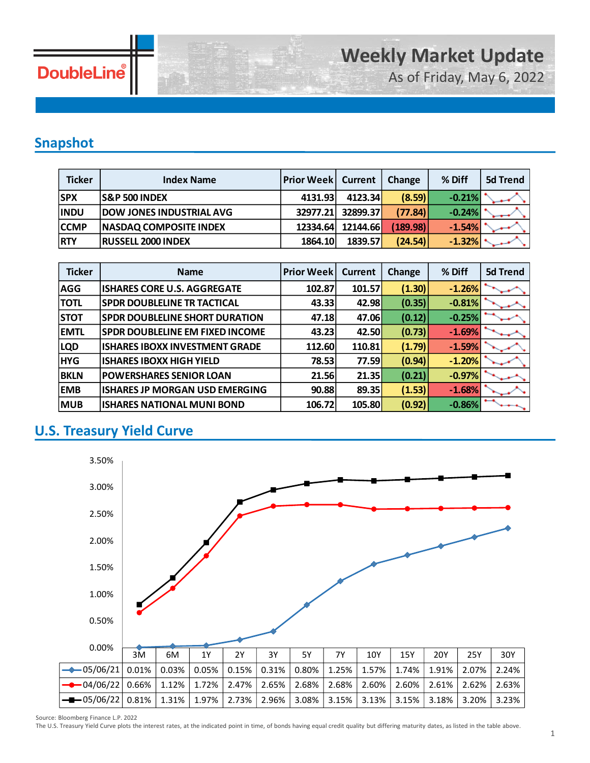# Weekly Market Update

As of Friday, May 6, 2022

## Snapshot

| Ticker | Index Name | Prior Week | Current | Change | % Diff | 5d Trend |
|---|---|---|---|---|---|---|
| SPX | S&P 500 INDEX | 4131.93 | 4123.34 | (8.59) | -0.21% | |
| INDU | DOW JONES INDUSTRIAL AVG | 32977.21 | 32899.37 | (77.84) | -0.24% | |
| CCMP | NASDAQ COMPOSITE INDEX | 12334.64 | 12144.66 | (189.98) | -1.54% | |
| RTY | RUSSELL 2000 INDEX | 1864.10 | 1839.57 | (24.54) | -1.32% | |

| Ticker | Name | Prior Week | Current | Change | % Diff | 5d Trend |
|---|---|---|---|---|---|---|
| AGG | ISHARES CORE U.S. AGGREGATE | 102.87 | 101.57 | (1.30) | -1.26% | |
| TOTL | SPDR DOUBLELINE TR TACTICAL | 43.33 | 42.98 | (0.35) | -0.81% | |
| STOT | SPDR DOUBLELINE SHORT DURATION | 47.18 | 47.06 | (0.12) | -0.25% | |
| EMTL | SPDR DOUBLELINE EM FIXED INCOME | 43.23 | 42.50 | (0.73) | -1.69% | |
| LQD | ISHARES IBOXX INVESTMENT GRADE | 112.60 | 110.81 | (1.79) | -1.59% | |
| HYG | ISHARES IBOXX HIGH YIELD | 78.53 | 77.59 | (0.94) | -1.20% | |
| BKLN | POWERSHARES SENIOR LOAN | 21.56 | 21.35 | (0.21) | -0.97% | |
| EMB | ISHARES JP MORGAN USD EMERGING | 90.88 | 89.35 | (1.53) | -1.68% | |
| MUB | ISHARES NATIONAL MUNI BOND | 106.72 | 105.80 | (0.92) | -0.86% | |

## U.S. Treasury Yield Curve

| | 3M | 6M | 1Y | 2Y | 3Y | 5Y | 7Y | 10Y | 15Y | 20Y | 25Y | 30Y |
|---|---|---|---|---|---|---|---|---|---|---|---|---|
| 05/06/21 | 0.01% | 0.03% | 0.05% | 0.15% | 0.31% | 0.80% | 1.25% | 1.57% | 1.74% | 1.91% | 2.07% | 2.24% |
| 04/06/22 | 0.66% | 1.12% | 1.72% | 2.47% | 2.65% | 2.68% | 2.68% | 2.60% | 2.60% | 2.61% | 2.62% | 2.63% |
| 05/06/22 | 0.81% | 1.31% | 1.97% | 2.73% | 2.96% | 3.08% | 3.15% | 3.13% | 3.15% | 3.18% | 3.20% | 3.23% |

Source: Bloomberg Finance L.P. 2022

The U.S. Treasury Yield Curve plots the interest rates, at the indicated point in time, of bonds having equal credit quality but differing maturity dates, as listed in the table above.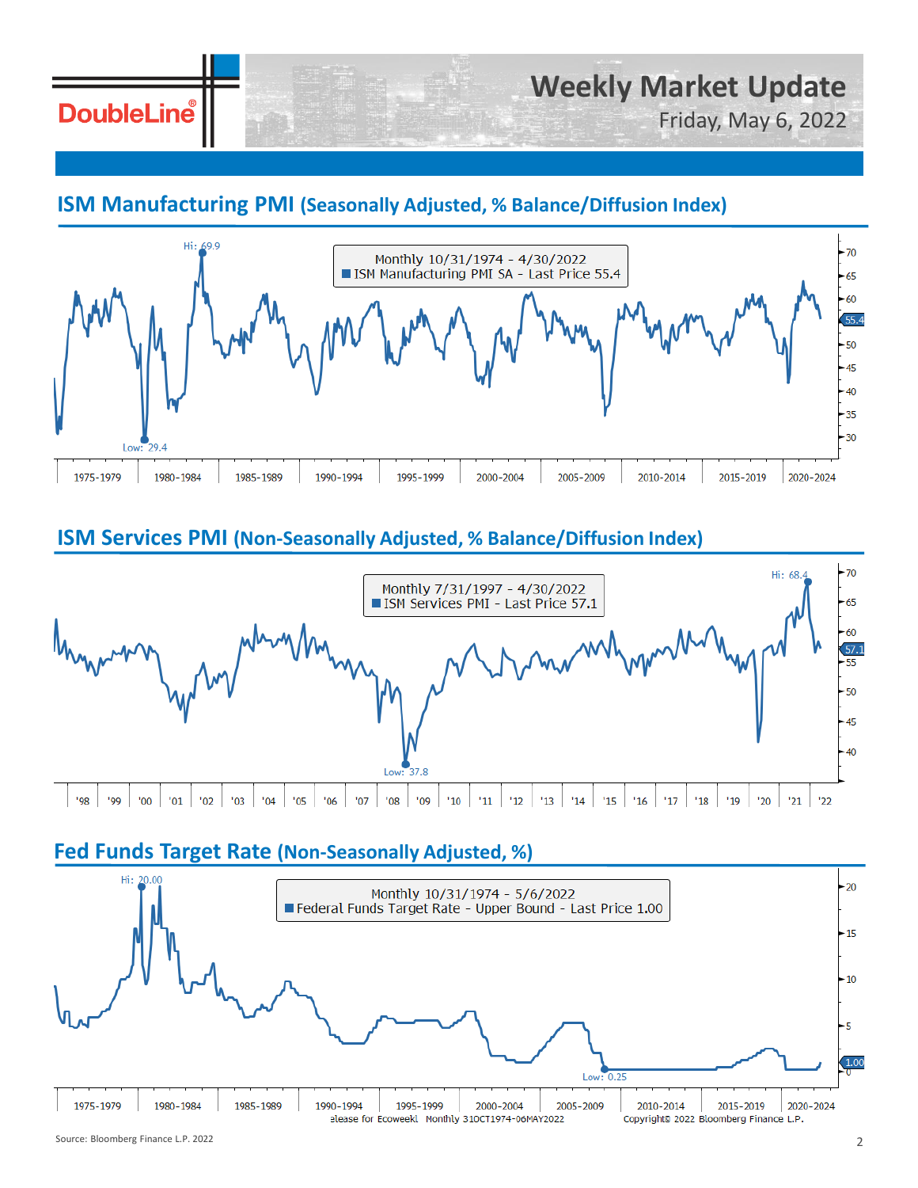# Weekly Market Update

Friday, May 6, 2022

## ISM Manufacturing PMI (Seasonally Adjusted, % Balance/Diffusion Index)

Monthly 10/31/1974 - 4/30/2022
ISM Manufacturing PMI SA - Last Price 55.4

Hi: 69.9
Low: 29.4

1975-1979 | 1980-1984 | 1985-1989 | 1990-1994 | 1995-1999 | 2000-2004 | 2005-2009 | 2010-2014 | 2015-2019 | 2020-2024

## ISM Services PMI (Non-Seasonally Adjusted, % Balance/Diffusion Index)

Monthly 7/31/1997 - 4/30/2022
ISM Services PMI - Last Price 57.1

Hi: 68.4
Low: 37.8

'98 | '99 | '00 | '01 | '02 | '03 | '04 | '05 | '06 | '07 | '08 | '09 | '10 | '11 | '12 | '13 | '14 | '15 | '16 | '17 | '18 | '19 | '20 | '21 | '22

## Fed Funds Target Rate (Non-Seasonally Adjusted, %)

Monthly 10/31/1974 - 5/6/2022
Federal Funds Target Rate - Upper Bound - Last Price 1.00

Hi: 20.00
Low: 0.25

1975-1979 | 1980-1984 | 1985-1989 | 1990-1994 | 1995-1999 | 2000-2004 | 2005-2009 | 2010-2014 | 2015-2019 | 2020-2024

elease for Ecoweekl Monthly 31OCT1974-06MAY2022 Copyright© 2022 Bloomberg Finance L.P.

Source: Bloomberg Finance L.P. 2022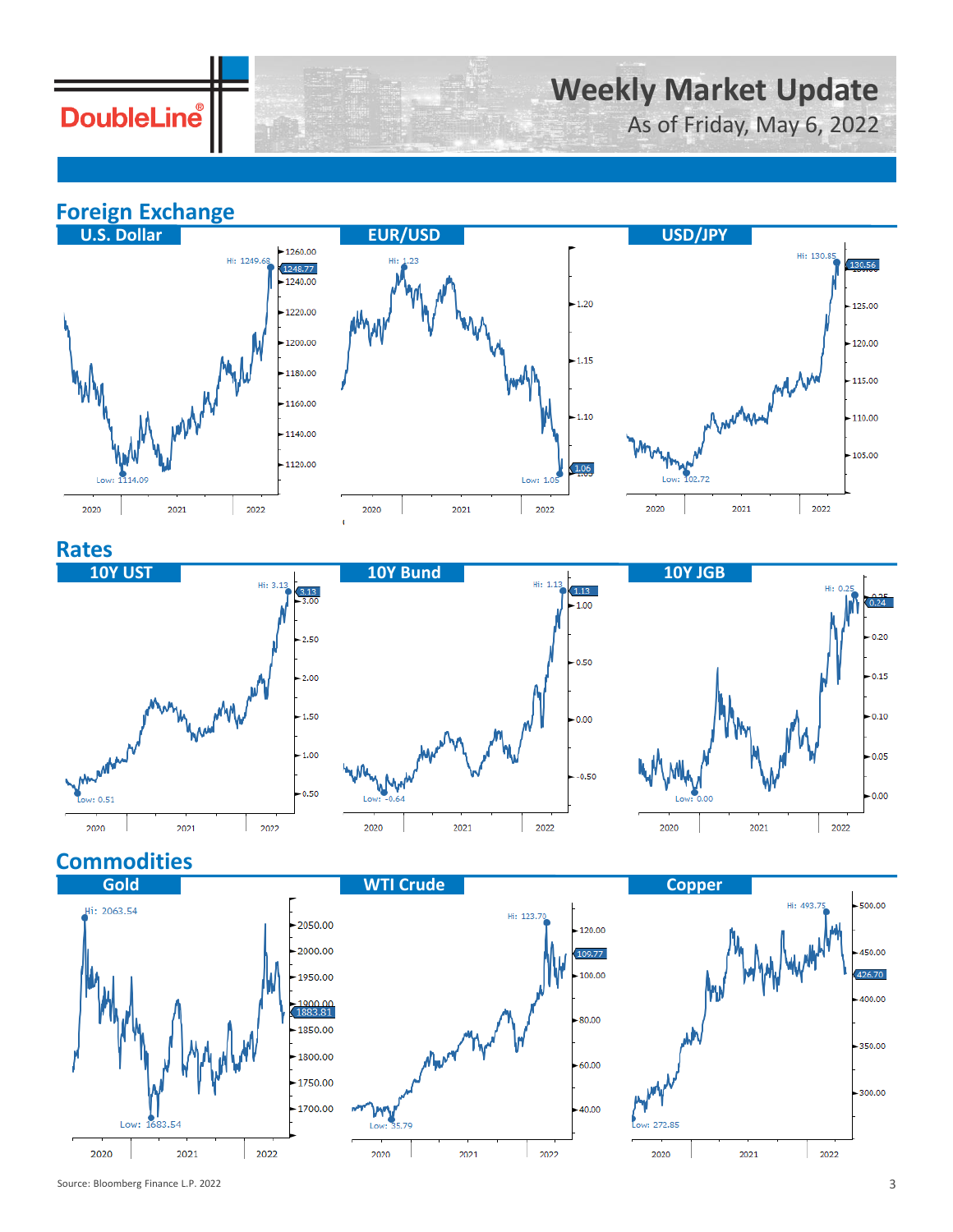# Weekly Market Update

As of Friday, May 6, 2022

## Foreign Exchange

### U.S. Dollar

Hi: 1249.68

1248.77

Low: 1114.09

### EUR/USD

Hi: 1.23

1.06

Low: 1.05

### USD/JPY

Hi: 130.85

130.56

Low: 102.72

## Rates

### 10Y UST

Hi: 3.13

3.13

Low: 0.51

### 10Y Bund

Hi: 1.13

1.13

Low: -0.64

### 10Y JGB

Hi: 0.25

0.24

Low: 0.00

## Commodities

### Gold

Hi: 2063.54

1883.81

Low: 1683.54

### WTI Crude

Hi: 123.70

109.77

Low: 35.79

### Copper

Hi: 493.75

426.70

Low: 272.85

Source: Bloomberg Finance L.P. 2022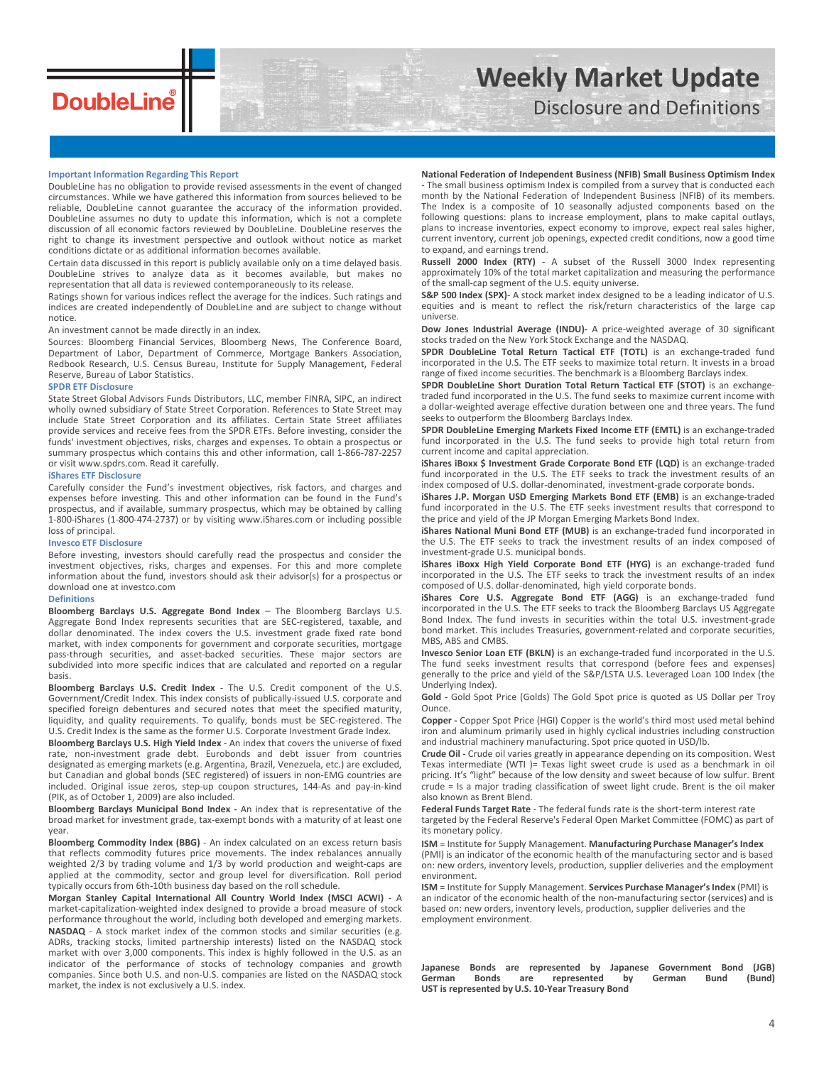# Weekly Market Update

## Disclosure and Definitions

### Important Information Regarding This Report

DoubleLine has no obligation to provide revised assessments in the event of changed circumstances. While we have gathered this information from sources believed to be reliable, DoubleLine cannot guarantee the accuracy of the information provided. DoubleLine assumes no duty to update this information, which is not a complete discussion of all economic factors reviewed by DoubleLine. DoubleLine reserves the right to change its investment perspective and outlook without notice as market conditions dictate or as additional information becomes available.

Certain data discussed in this report is publicly available only on a time delayed basis. DoubleLine strives to analyze data as it becomes available, but makes no representation that all data is reviewed contemporaneously to its release.

Ratings shown for various indices reflect the average for the indices. Such ratings and indices are created independently of DoubleLine and are subject to change without notice.

An investment cannot be made directly in an index.

Sources: Bloomberg Financial Services, Bloomberg News, The Conference Board, Department of Labor, Department of Commerce, Mortgage Bankers Association, Redbook Research, U.S. Census Bureau, Institute for Supply Management, Federal Reserve, Bureau of Labor Statistics.

### SPDR ETF Disclosure

State Street Global Advisors Funds Distributors, LLC, member FINRA, SIPC, an indirect wholly owned subsidiary of State Street Corporation. References to State Street may include State Street Corporation and its affiliates. Certain State Street affiliates provide services and receive fees from the SPDR ETFs. Before investing, consider the funds' investment objectives, risks, charges and expenses. To obtain a prospectus or summary prospectus which contains this and other information, call 1-866-787-2257 or visit www.spdrs.com. Read it carefully.

### iShares ETF Disclosure

Carefully consider the Fund's investment objectives, risk factors, and charges and expenses before investing. This and other information can be found in the Fund's prospectus, and if available, summary prospectus, which may be obtained by calling 1-800-iShares (1-800-474-2737) or by visiting www.iShares.com or including possible loss of principal.

### Invesco ETF Disclosure

Before investing, investors should carefully read the prospectus and consider the investment objectives, risks, charges and expenses. For this and more complete information about the fund, investors should ask their advisor(s) for a prospectus or download one at investco.com

### Definitions

**Bloomberg Barclays U.S. Aggregate Bond Index** – The Bloomberg Barclays U.S. Aggregate Bond Index represents securities that are SEC-registered, taxable, and dollar denominated. The index covers the U.S. investment grade fixed rate bond market, with index components for government and corporate securities, mortgage pass-through securities, and asset-backed securities. These major sectors are subdivided into more specific indices that are calculated and reported on a regular basis.

**Bloomberg Barclays U.S. Credit Index** - The U.S. Credit component of the U.S. Government/Credit Index. This index consists of publically-issued U.S. corporate and specified foreign debentures and secured notes that meet the specified maturity, liquidity, and quality requirements. To qualify, bonds must be SEC-registered. The U.S. Credit Index is the same as the former U.S. Corporate Investment Grade Index.

**Bloomberg Barclays U.S. High Yield Index** - An index that covers the universe of fixed rate, non-investment grade debt. Eurobonds and debt issuer from countries designated as emerging markets (e.g. Argentina, Brazil, Venezuela, etc.) are excluded, but Canadian and global bonds (SEC registered) of issuers in non-EMG countries are included. Original issue zeros, step-up coupon structures, 144-As and pay-in-kind (PIK, as of October 1, 2009) are also included.

**Bloomberg Barclays Municipal Bond Index** - An index that is representative of the broad market for investment grade, tax-exempt bonds with a maturity of at least one year.

**Bloomberg Commodity Index (BBG)** - An index calculated on an excess return basis that reflects commodity futures price movements. The index rebalances annually weighted 2/3 by trading volume and 1/3 by world production and weight-caps are applied at the commodity, sector and group level for diversification. Roll period typically occurs from 6th-10th business day based on the roll schedule.

**Morgan Stanley Capital International All Country World Index (MSCI ACWI)** - A market-capitalization-weighted index designed to provide a broad measure of stock performance throughout the world, including both developed and emerging markets.

**NASDAQ** - A stock market index of the common stocks and similar securities (e.g. ADRs, tracking stocks, limited partnership interests) listed on the NASDAQ stock market with over 3,000 components. This index is highly followed in the U.S. as an indicator of the performance of stocks of technology companies and growth companies. Since both U.S. and non-U.S. companies are listed on the NASDAQ stock market, the index is not exclusively a U.S. index.

**National Federation of Independent Business (NFIB) Small Business Optimism Index** - The small business optimism Index is compiled from a survey that is conducted each month by the National Federation of Independent Business (NFIB) of its members. The Index is a composite of 10 seasonally adjusted components based on the following questions: plans to increase employment, plans to make capital outlays, plans to increase inventories, expect economy to improve, expect real sales higher, current inventory, current job openings, expected credit conditions, now a good time to expand, and earnings trend.

**Russell 2000 Index (RTY)** - A subset of the Russell 3000 Index representing approximately 10% of the total market capitalization and measuring the performance of the small-cap segment of the U.S. equity universe.

**S&P 500 Index (SPX)**- A stock market index designed to be a leading indicator of U.S. equities and is meant to reflect the risk/return characteristics of the large cap universe.

**Dow Jones Industrial Average (INDU)**- A price-weighted average of 30 significant stocks traded on the New York Stock Exchange and the NASDAQ.

**SPDR DoubleLine Total Return Tactical ETF (TOTL)** is an exchange-traded fund incorporated in the U.S. The ETF seeks to maximize total return. It invests in a broad range of fixed income securities. The benchmark is a Bloomberg Barclays index.

**SPDR DoubleLine Short Duration Total Return Tactical ETF (STOT)** is an exchange-traded fund incorporated in the U.S. The fund seeks to maximize current income with a dollar-weighted average effective duration between one and three years. The fund seeks to outperform the Bloomberg Barclays Index.

**SPDR DoubleLine Emerging Markets Fixed Income ETF (EMTL)** is an exchange-traded fund incorporated in the U.S. The fund seeks to provide high total return from current income and capital appreciation.

**iShares iBoxx $ Investment Grade Corporate Bond ETF (LQD)** is an exchange-traded fund incorporated in the U.S. The ETF seeks to track the investment results of an index composed of U.S. dollar-denominated, investment-grade corporate bonds.

**iShares J.P. Morgan USD Emerging Markets Bond ETF (EMB)** is an exchange-traded fund incorporated in the U.S. The ETF seeks investment results that correspond to the price and yield of the JP Morgan Emerging Markets Bond Index.

**iShares National Muni Bond ETF (MUB)** is an exchange-traded fund incorporated in the U.S. The ETF seeks to track the investment results of an index composed of investment-grade U.S. municipal bonds.

**iShares iBoxx High Yield Corporate Bond ETF (HYG)** is an exchange-traded fund incorporated in the U.S. The ETF seeks to track the investment results of an index composed of U.S. dollar-denominated, high yield corporate bonds.

**iShares Core U.S. Aggregate Bond ETF (AGG)** is an exchange-traded fund incorporated in the U.S. The ETF seeks to track the Bloomberg Barclays US Aggregate Bond Index. The fund invests in securities within the total U.S. investment-grade bond market. This includes Treasuries, government-related and corporate securities, MBS, ABS and CMBS.

**Invesco Senior Loan ETF (BKLN)** is an exchange-traded fund incorporated in the U.S. The fund seeks investment results that correspond (before fees and expenses) generally to the price and yield of the S&P/LSTA U.S. Leveraged Loan 100 Index (the Underlying Index).

**Gold -** Gold Spot Price (Golds) The Gold Spot price is quoted as US Dollar per Troy Ounce.

**Copper -** Copper Spot Price (HGI) Copper is the world's third most used metal behind iron and aluminum primarily used in highly cyclical industries including construction and industrial machinery manufacturing. Spot price quoted in USD/lb.

**Crude Oil -** Crude oil varies greatly in appearance depending on its composition. West Texas intermediate (WTI )= Texas light sweet crude is used as a benchmark in oil pricing. It's "light" because of the low density and sweet because of low sulfur. Brent crude = Is a major trading classification of sweet light crude. Brent is the oil maker also known as Brent Blend.

**Federal Funds Target Rate** - The federal funds rate is the short-term interest rate targeted by the Federal Reserve's Federal Open Market Committee (FOMC) as part of its monetary policy.

**ISM** = Institute for Supply Management. **Manufacturing Purchase Manager's Index** (PMI) is an indicator of the economic health of the manufacturing sector and is based on: new orders, inventory levels, production, supplier deliveries and the employment environment.

**ISM** = Institute for Supply Management. **Services Purchase Manager's Index** (PMI) is an indicator of the economic health of the non-manufacturing sector (services) and is based on: new orders, inventory levels, production, supplier deliveries and the employment environment.

**Japanese Bonds are represented by Japanese Government Bond (JGB)**
**German Bonds are represented by German Bund (Bund)**
**UST is represented by U.S. 10-Year Treasury Bond**